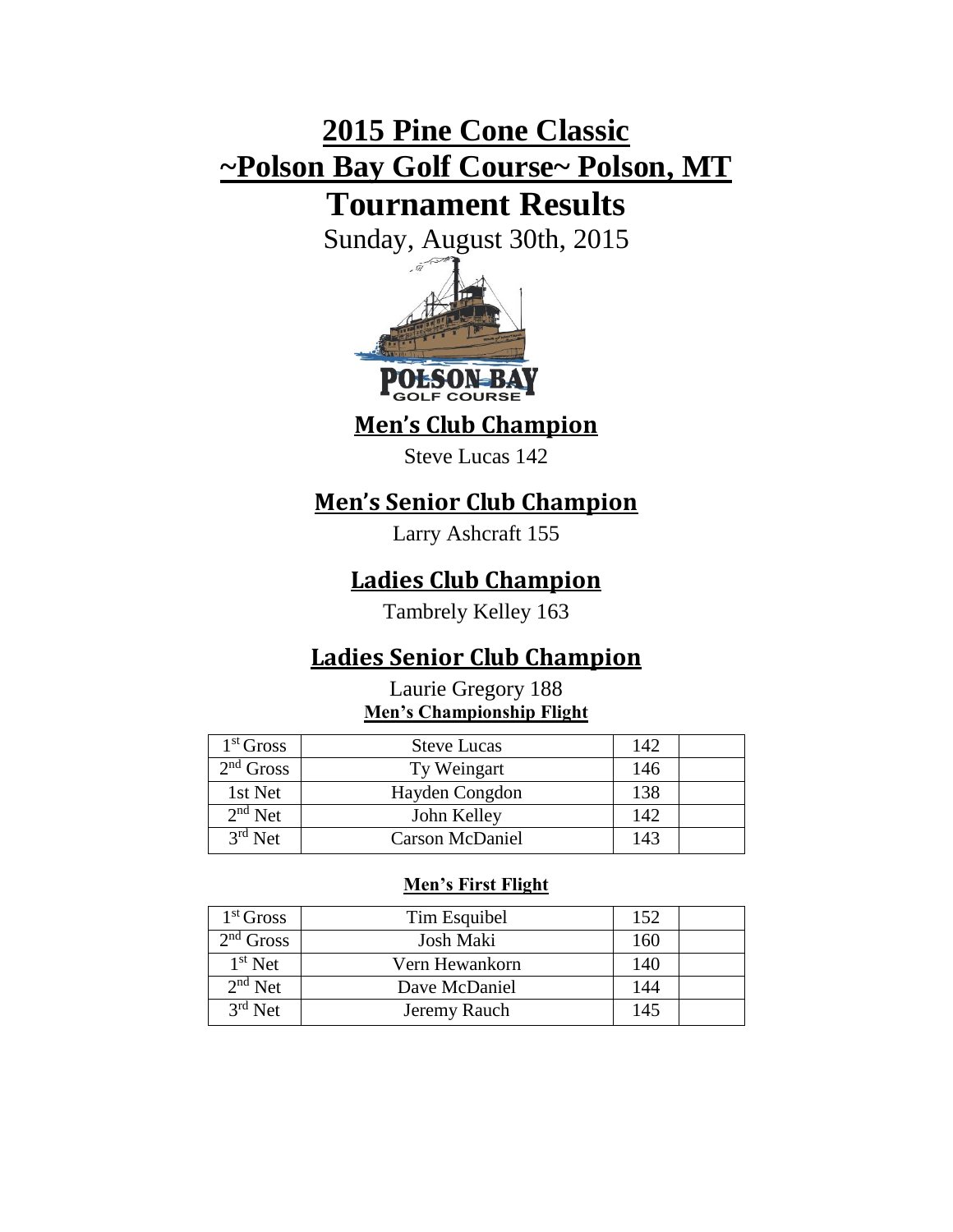# 2015 Pine Cone Classic
# ~Polson Bay Golf Course~ Polson, MT
# Tournament Results

Sunday, August 30th, 2015

## Men's Club Champion

Steve Lucas 142

## Men's Senior Club Champion

Larry Ashcraft 155

## Ladies Club Champion

Tambrely Kelley 163

## Ladies Senior Club Champion

Laurie Gregory 188

**Men's Championship Flight**

| | | | |
|---|---|---|---|
| 1st Gross | Steve Lucas | 142 | |
| 2nd Gross | Ty Weingart | 146 | |
| 1st Net | Hayden Congdon | 138 | |
| 2nd Net | John Kelley | 142 | |
| 3rd Net | Carson McDaniel | 143 | |

**Men's First Flight**

| | | | |
|---|---|---|---|
| 1st Gross | Tim Esquibel | 152 | |
| 2nd Gross | Josh Maki | 160 | |
| 1st Net | Vern Hewankorn | 140 | |
| 2nd Net | Dave McDaniel | 144 | |
| 3rd Net | Jeremy Rauch | 145 | |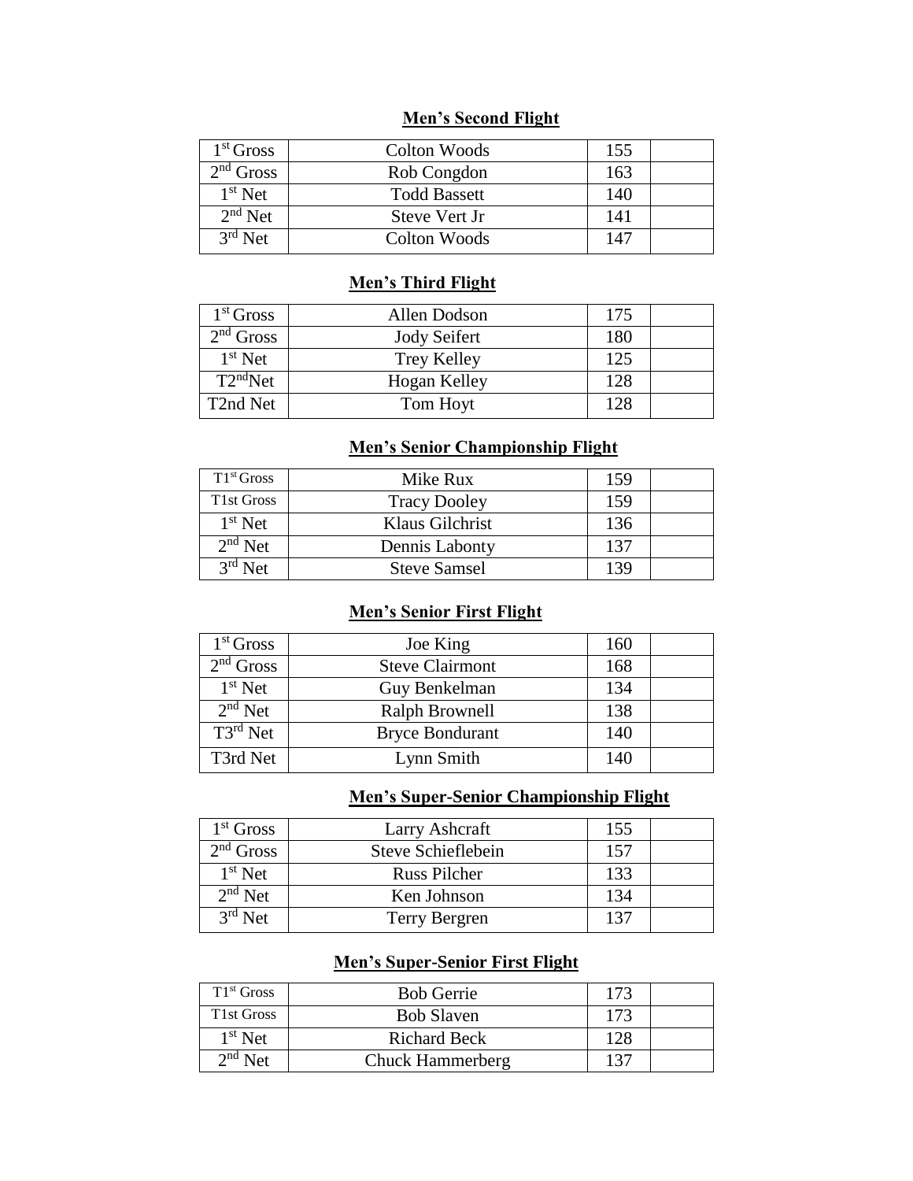**Men's Second Flight**

| | | | |
|---|---|---|---|
| 1st Gross | Colton Woods | 155 | |
| 2nd Gross | Rob Congdon | 163 | |
| 1st Net | Todd Bassett | 140 | |
| 2nd Net | Steve Vert Jr | 141 | |
| 3rd Net | Colton Woods | 147 | |

**Men's Third Flight**

| | | | |
|---|---|---|---|
| 1st Gross | Allen Dodson | 175 | |
| 2nd Gross | Jody Seifert | 180 | |
| 1st Net | Trey Kelley | 125 | |
| T2ndNet | Hogan Kelley | 128 | |
| T2nd Net | Tom Hoyt | 128 | |

**Men's Senior Championship Flight**

| | | | |
|---|---|---|---|
| T1st Gross | Mike Rux | 159 | |
| T1st Gross | Tracy Dooley | 159 | |
| 1st Net | Klaus Gilchrist | 136 | |
| 2nd Net | Dennis Labonty | 137 | |
| 3rd Net | Steve Samsel | 139 | |

**Men's Senior First Flight**

| | | | |
|---|---|---|---|
| 1st Gross | Joe King | 160 | |
| 2nd Gross | Steve Clairmont | 168 | |
| 1st Net | Guy Benkelman | 134 | |
| 2nd Net | Ralph Brownell | 138 | |
| T3rd Net | Bryce Bondurant | 140 | |
| T3rd Net | Lynn Smith | 140 | |

**Men's Super-Senior Championship Flight**

| | | | |
|---|---|---|---|
| 1st Gross | Larry Ashcraft | 155 | |
| 2nd Gross | Steve Schieflebein | 157 | |
| 1st Net | Russ Pilcher | 133 | |
| 2nd Net | Ken Johnson | 134 | |
| 3rd Net | Terry Bergren | 137 | |

**Men's Super-Senior First Flight**

| | | | |
|---|---|---|---|
| T1st Gross | Bob Gerrie | 173 | |
| T1st Gross | Bob Slaven | 173 | |
| 1st Net | Richard Beck | 128 | |
| 2nd Net | Chuck Hammerberg | 137 | |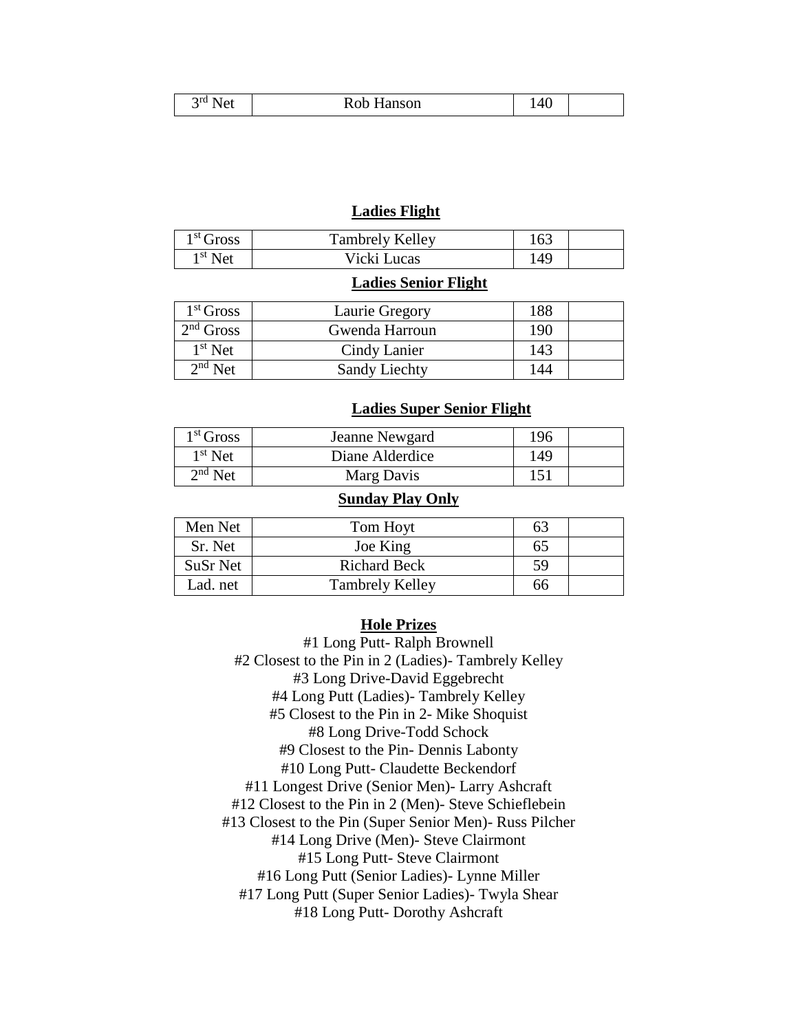| | | | |
|---|---|---|---|
| 3rd Net | Rob Hanson | 140 | |

## Ladies Flight

| | | | |
|---|---|---|---|
| 1st Gross | Tambrely Kelley | 163 | |
| 1st Net | Vicki Lucas | 149 | |

## Ladies Senior Flight

| | | | |
|---|---|---|---|
| 1st Gross | Laurie Gregory | 188 | |
| 2nd Gross | Gwenda Harroun | 190 | |
| 1st Net | Cindy Lanier | 143 | |
| 2nd Net | Sandy Liechty | 144 | |

## Ladies Super Senior Flight

| | | | |
|---|---|---|---|
| 1st Gross | Jeanne Newgard | 196 | |
| 1st Net | Diane Alderdice | 149 | |
| 2nd Net | Marg Davis | 151 | |

## Sunday Play Only

| | | | |
|---|---|---|---|
| Men Net | Tom Hoyt | 63 | |
| Sr. Net | Joe King | 65 | |
| SuSr Net | Richard Beck | 59 | |
| Lad. net | Tambrely Kelley | 66 | |

## Hole Prizes

#1 Long Putt- Ralph Brownell
#2 Closest to the Pin in 2 (Ladies)- Tambrely Kelley
#3 Long Drive-David Eggebrecht
#4 Long Putt (Ladies)- Tambrely Kelley
#5 Closest to the Pin in 2- Mike Shoquist
#8 Long Drive-Todd Schock
#9 Closest to the Pin- Dennis Labonty
#10 Long Putt- Claudette Beckendorf
#11 Longest Drive (Senior Men)- Larry Ashcraft
#12 Closest to the Pin in 2 (Men)- Steve Schieflebein
#13 Closest to the Pin (Super Senior Men)- Russ Pilcher
#14 Long Drive (Men)- Steve Clairmont
#15 Long Putt- Steve Clairmont
#16 Long Putt (Senior Ladies)- Lynne Miller
#17 Long Putt (Super Senior Ladies)- Twyla Shear
#18 Long Putt- Dorothy Ashcraft